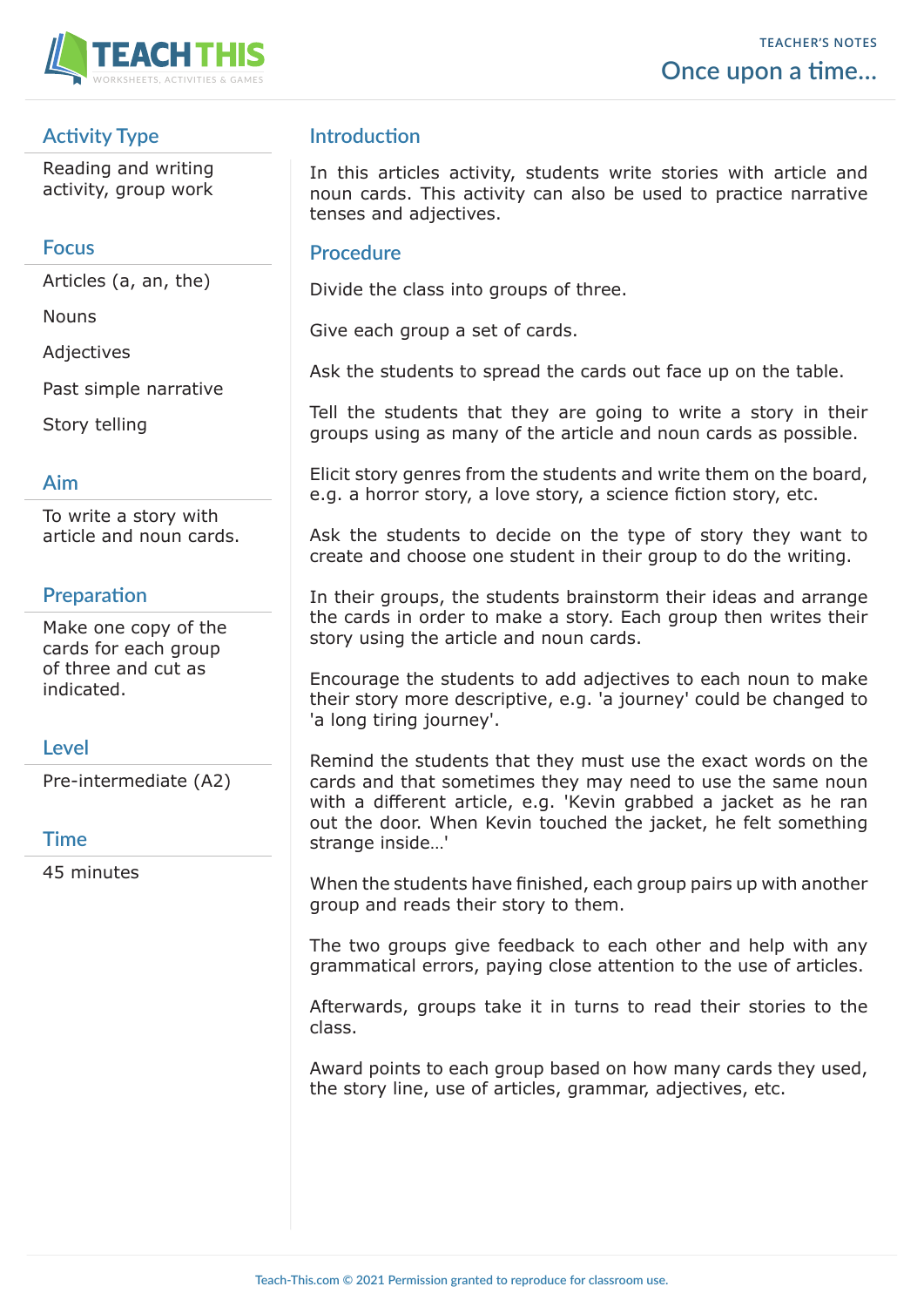TEACHER'S NOTES

# Once upon a time...

## Activity Type

Reading and writing activity, group work

## Focus

Articles (a, an, the)

Nouns

Adjectives

Past simple narrative

Story telling

## Aim

To write a story with article and noun cards.

## Preparation

Make one copy of the cards for each group of three and cut as indicated.

## Level

Pre-intermediate (A2)

## Time

45 minutes

## Introduction

In this articles activity, students write stories with article and noun cards. This activity can also be used to practice narrative tenses and adjectives.

## Procedure

Divide the class into groups of three.

Give each group a set of cards.

Ask the students to spread the cards out face up on the table.

Tell the students that they are going to write a story in their groups using as many of the article and noun cards as possible.

Elicit story genres from the students and write them on the board, e.g. a horror story, a love story, a science fiction story, etc.

Ask the students to decide on the type of story they want to create and choose one student in their group to do the writing.

In their groups, the students brainstorm their ideas and arrange the cards in order to make a story. Each group then writes their story using the article and noun cards.

Encourage the students to add adjectives to each noun to make their story more descriptive, e.g. 'a journey' could be changed to 'a long tiring journey'.

Remind the students that they must use the exact words on the cards and that sometimes they may need to use the same noun with a different article, e.g. 'Kevin grabbed a jacket as he ran out the door. When Kevin touched the jacket, he felt something strange inside…'

When the students have finished, each group pairs up with another group and reads their story to them.

The two groups give feedback to each other and help with any grammatical errors, paying close attention to the use of articles.

Afterwards, groups take it in turns to read their stories to the class.

Award points to each group based on how many cards they used, the story line, use of articles, grammar, adjectives, etc.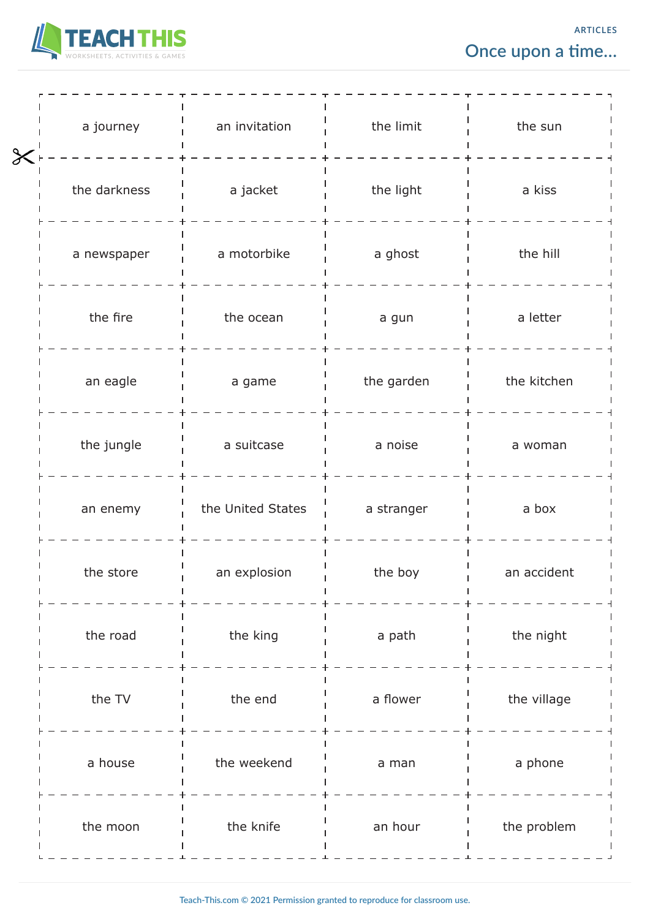| | | | |
|---|---|---|---|
| a journey | an invitation | the limit | the sun |
| the darkness | a jacket | the light | a kiss |
| a newspaper | a motorbike | a ghost | the hill |
| the fire | the ocean | a gun | a letter |
| an eagle | a game | the garden | the kitchen |
| the jungle | a suitcase | a noise | a woman |
| an enemy | the United States | a stranger | a box |
| the store | an explosion | the boy | an accident |
| the road | the king | a path | the night |
| the TV | the end | a flower | the village |
| a house | the weekend | a man | a phone |
| the moon | the knife | an hour | the problem |